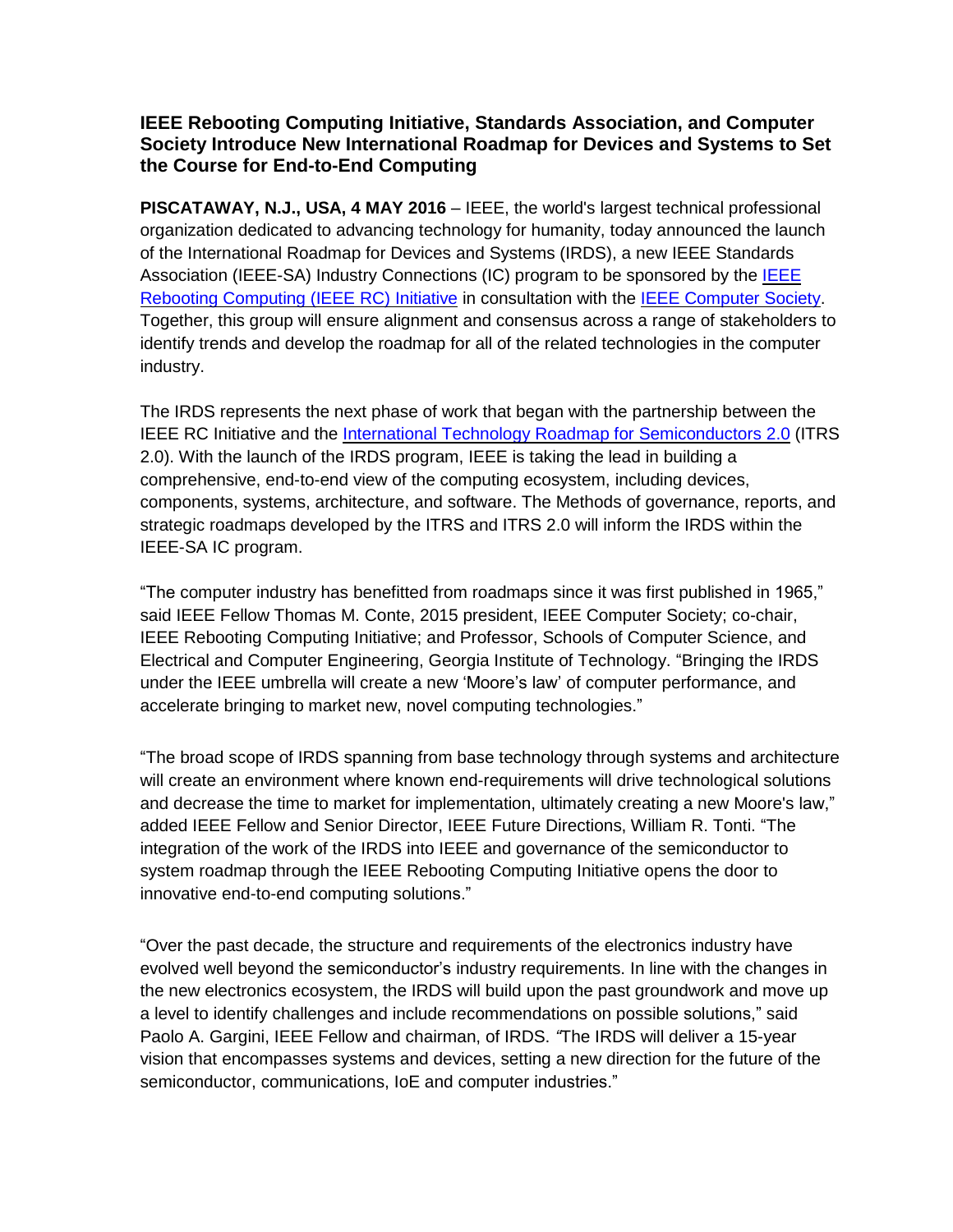**IEEE Rebooting Computing Initiative, Standards Association, and Computer Society Introduce New International Roadmap for Devices and Systems to Set the Course for End-to-End Computing**

**PISCATAWAY, N.J., USA, 4 MAY 2016** – IEEE, the world's largest technical professional organization dedicated to advancing technology for humanity, today announced the launch of the International Roadmap for Devices and Systems (IRDS), a new IEEE Standards Association (IEEE-SA) Industry Connections (IC) program to be sponsored by the IEEE Rebooting Computing (IEEE RC) Initiative in consultation with the IEEE Computer Society. Together, this group will ensure alignment and consensus across a range of stakeholders to identify trends and develop the roadmap for all of the related technologies in the computer industry.

The IRDS represents the next phase of work that began with the partnership between the IEEE RC Initiative and the International Technology Roadmap for Semiconductors 2.0 (ITRS 2.0). With the launch of the IRDS program, IEEE is taking the lead in building a comprehensive, end-to-end view of the computing ecosystem, including devices, components, systems, architecture, and software. The Methods of governance, reports, and strategic roadmaps developed by the ITRS and ITRS 2.0 will inform the IRDS within the IEEE-SA IC program.

“The computer industry has benefitted from roadmaps since it was first published in 1965,” said IEEE Fellow Thomas M. Conte, 2015 president, IEEE Computer Society; co-chair, IEEE Rebooting Computing Initiative; and Professor, Schools of Computer Science, and Electrical and Computer Engineering, Georgia Institute of Technology. “Bringing the IRDS under the IEEE umbrella will create a new ‘Moore’s law’ of computer performance, and accelerate bringing to market new, novel computing technologies.”

“The broad scope of IRDS spanning from base technology through systems and architecture will create an environment where known end-requirements will drive technological solutions and decrease the time to market for implementation, ultimately creating a new Moore's law,” added IEEE Fellow and Senior Director, IEEE Future Directions, William R. Tonti. “The integration of the work of the IRDS into IEEE and governance of the semiconductor to system roadmap through the IEEE Rebooting Computing Initiative opens the door to innovative end-to-end computing solutions.”

“Over the past decade, the structure and requirements of the electronics industry have evolved well beyond the semiconductor’s industry requirements. In line with the changes in the new electronics ecosystem, the IRDS will build upon the past groundwork and move up a level to identify challenges and include recommendations on possible solutions,” said Paolo A. Gargini, IEEE Fellow and chairman, of IRDS. *“*The IRDS will deliver a 15-year vision that encompasses systems and devices, setting a new direction for the future of the semiconductor, communications, IoE and computer industries.”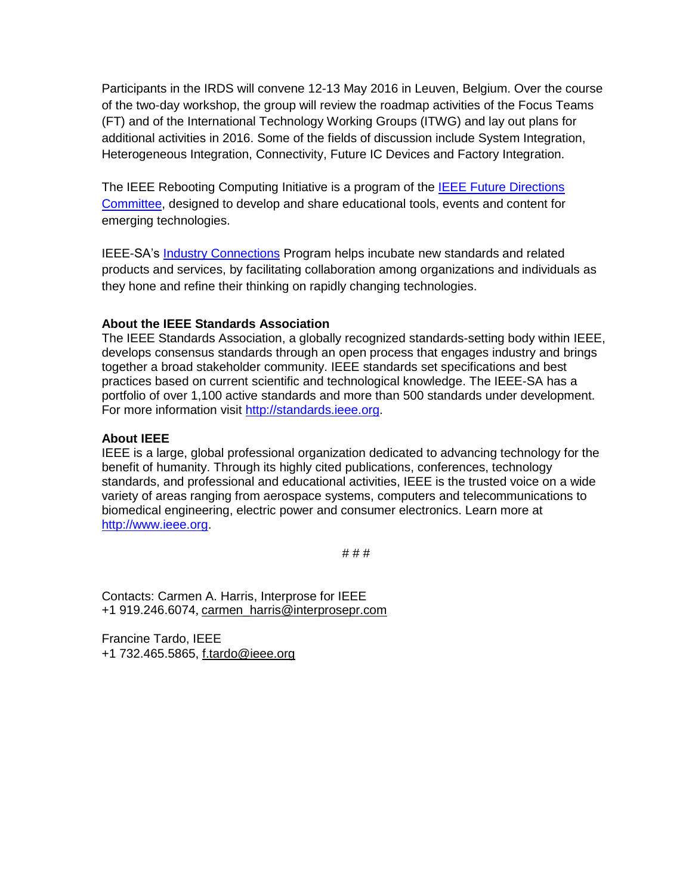Participants in the IRDS will convene 12-13 May 2016 in Leuven, Belgium. Over the course of the two-day workshop, the group will review the roadmap activities of the Focus Teams (FT) and of the International Technology Working Groups (ITWG) and lay out plans for additional activities in 2016. Some of the fields of discussion include System Integration, Heterogeneous Integration, Connectivity, Future IC Devices and Factory Integration.

The IEEE Rebooting Computing Initiative is a program of the IEEE Future Directions Committee, designed to develop and share educational tools, events and content for emerging technologies.

IEEE-SA's Industry Connections Program helps incubate new standards and related products and services, by facilitating collaboration among organizations and individuals as they hone and refine their thinking on rapidly changing technologies.

**About the IEEE Standards Association**
The IEEE Standards Association, a globally recognized standards-setting body within IEEE, develops consensus standards through an open process that engages industry and brings together a broad stakeholder community. IEEE standards set specifications and best practices based on current scientific and technological knowledge. The IEEE-SA has a portfolio of over 1,100 active standards and more than 500 standards under development. For more information visit http://standards.ieee.org.

**About IEEE**
IEEE is a large, global professional organization dedicated to advancing technology for the benefit of humanity. Through its highly cited publications, conferences, technology standards, and professional and educational activities, IEEE is the trusted voice on a wide variety of areas ranging from aerospace systems, computers and telecommunications to biomedical engineering, electric power and consumer electronics. Learn more at http://www.ieee.org.

# # #

Contacts: Carmen A. Harris, Interprose for IEEE
+1 919.246.6074, carmen_harris@interprosepr.com

Francine Tardo, IEEE
+1 732.465.5865, f.tardo@ieee.org